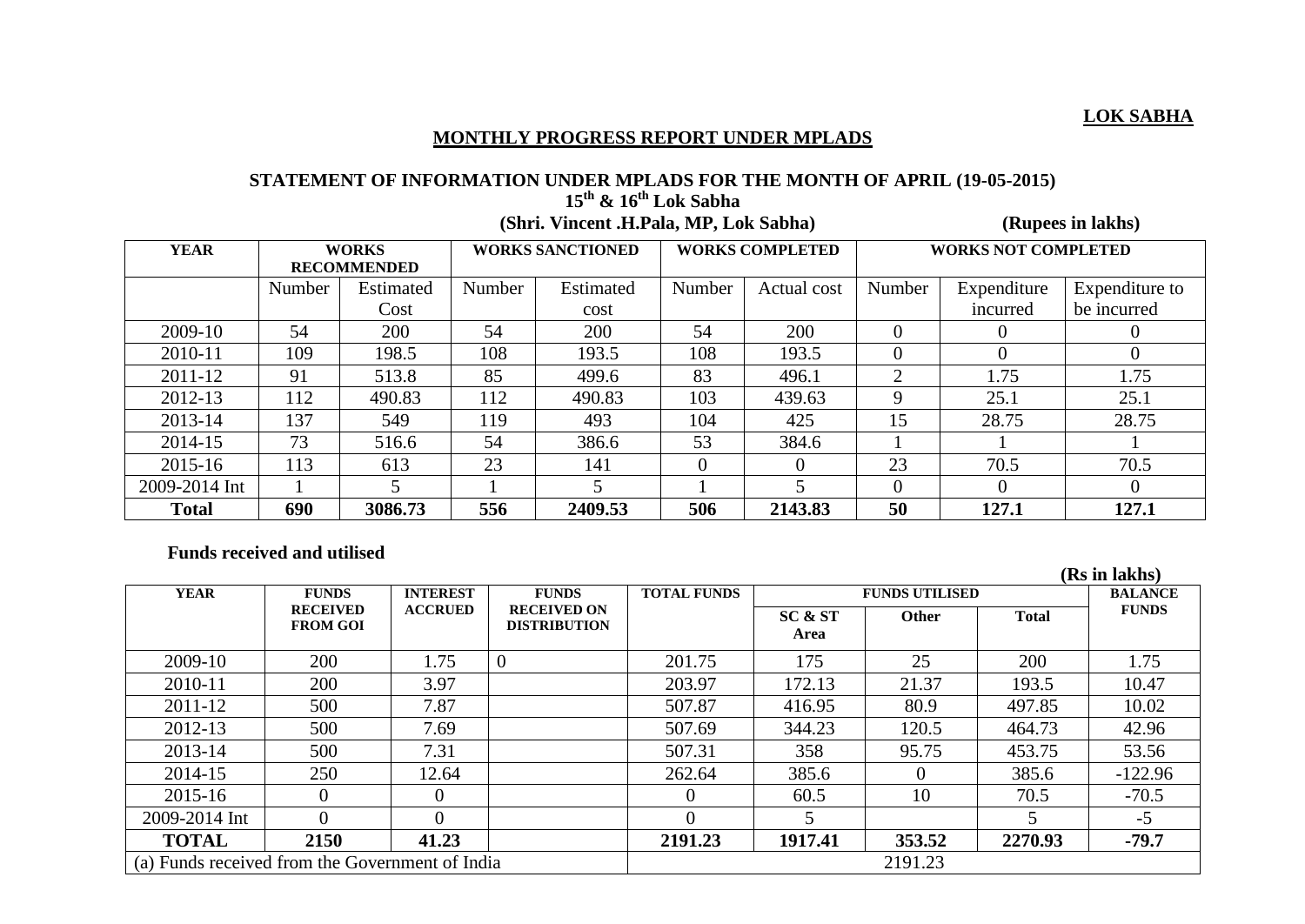**LOK SABHA**

## MONTHLY PROGRESS REPORT UNDER MPLADS

### STATEMENT OF INFORMATION UNDER MPLADS FOR THE MONTH OF APRIL (19-05-2015)

**15th & 16th Lok Sabha**

**(Shri. Vincent .H.Pala, MP, Lok Sabha)** **(Rupees in lakhs)**

| YEAR | WORKS RECOMMENDED | | WORKS SANCTIONED | | WORKS COMPLETED | | WORKS NOT COMPLETED | | |
|---|---|---|---|---|---|---|---|---|---|
| | Number | Estimated Cost | Number | Estimated cost | Number | Actual cost | Number | Expenditure incurred | Expenditure to be incurred |
| 2009-10 | 54 | 200 | 54 | 200 | 54 | 200 | 0 | 0 | 0 |
| 2010-11 | 109 | 198.5 | 108 | 193.5 | 108 | 193.5 | 0 | 0 | 0 |
| 2011-12 | 91 | 513.8 | 85 | 499.6 | 83 | 496.1 | 2 | 1.75 | 1.75 |
| 2012-13 | 112 | 490.83 | 112 | 490.83 | 103 | 439.63 | 9 | 25.1 | 25.1 |
| 2013-14 | 137 | 549 | 119 | 493 | 104 | 425 | 15 | 28.75 | 28.75 |
| 2014-15 | 73 | 516.6 | 54 | 386.6 | 53 | 384.6 | 1 | 1 | 1 |
| 2015-16 | 113 | 613 | 23 | 141 | 0 | 0 | 23 | 70.5 | 70.5 |
| 2009-2014 Int | 1 | 5 | 1 | 5 | 1 | 5 | 0 | 0 | 0 |
| **Total** | **690** | **3086.73** | **556** | **2409.53** | **506** | **2143.83** | **50** | **127.1** | **127.1** |

**Funds received and utilised**

**(Rs in lakhs)**

| YEAR | FUNDS RECEIVED FROM GOI | INTEREST ACCRUED | FUNDS RECEIVED ON DISTRIBUTION | TOTAL FUNDS | FUNDS UTILISED | | | BALANCE FUNDS |
|---|---|---|---|---|---|---|---|---|
| | | | | | SC & ST Area | Other | Total | |
| 2009-10 | 200 | 1.75 | 0 | 201.75 | 175 | 25 | 200 | 1.75 |
| 2010-11 | 200 | 3.97 | | 203.97 | 172.13 | 21.37 | 193.5 | 10.47 |
| 2011-12 | 500 | 7.87 | | 507.87 | 416.95 | 80.9 | 497.85 | 10.02 |
| 2012-13 | 500 | 7.69 | | 507.69 | 344.23 | 120.5 | 464.73 | 42.96 |
| 2013-14 | 500 | 7.31 | | 507.31 | 358 | 95.75 | 453.75 | 53.56 |
| 2014-15 | 250 | 12.64 | | 262.64 | 385.6 | 0 | 385.6 | -122.96 |
| 2015-16 | 0 | 0 | | 0 | 60.5 | 10 | 70.5 | -70.5 |
| 2009-2014 Int | 0 | 0 | | 0 | 5 | | 5 | -5 |
| **TOTAL** | **2150** | **41.23** | | **2191.23** | **1917.41** | **353.52** | **2270.93** | **-79.7** |
| (a) Funds received from the Government of India | | | | 2191.23 | | | | |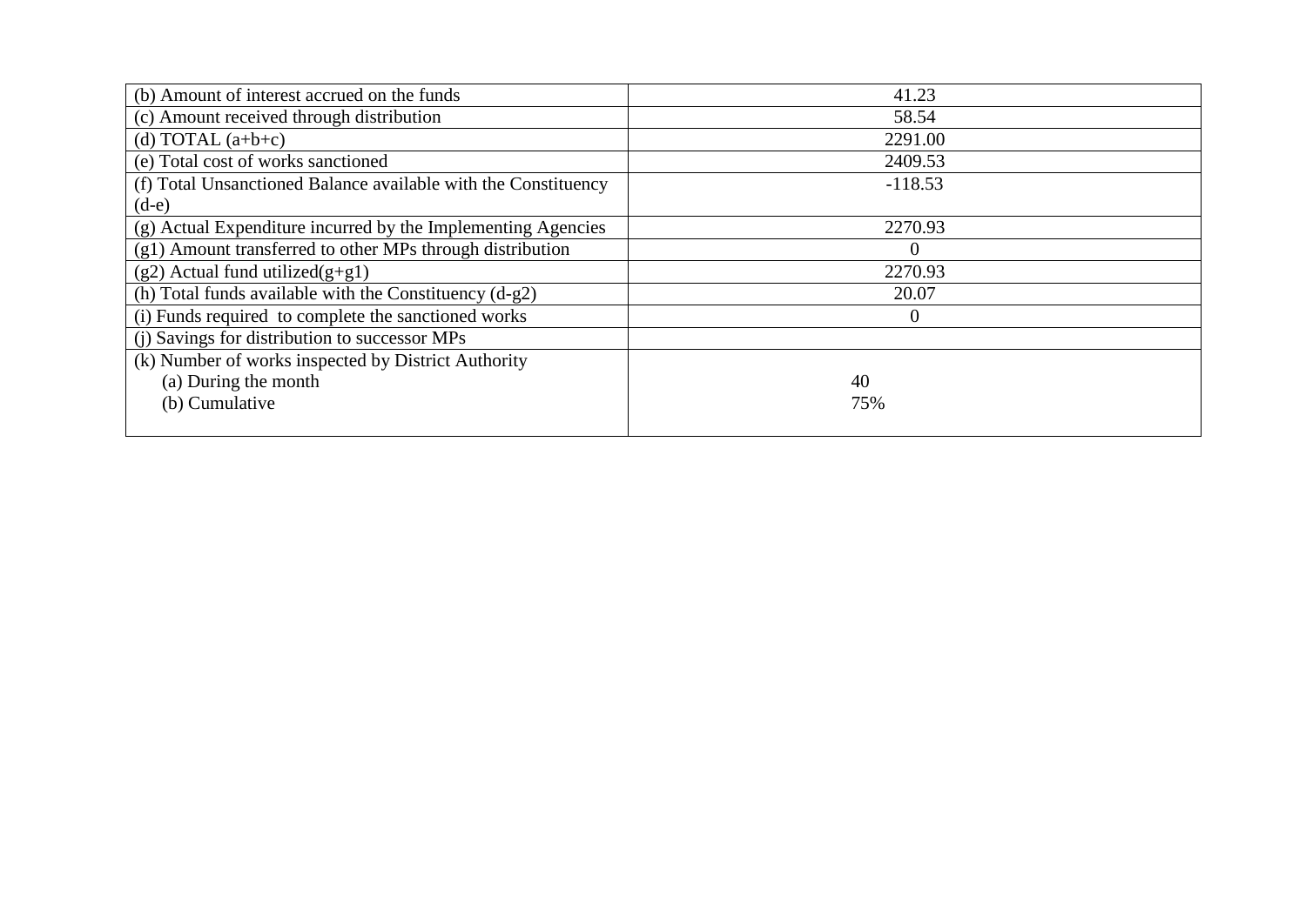| | |
|---|---|
| (b) Amount of interest accrued on the funds | 41.23 |
| (c) Amount received through distribution | 58.54 |
| (d) TOTAL (a+b+c) | 2291.00 |
| (e) Total cost of works sanctioned | 2409.53 |
| (f) Total Unsanctioned Balance available with the Constituency (d-e) | -118.53 |
| (g) Actual Expenditure incurred by the Implementing Agencies | 2270.93 |
| (g1) Amount transferred to other MPs through distribution | 0 |
| (g2) Actual fund utilized(g+g1) | 2270.93 |
| (h) Total funds available with the Constituency (d-g2) | 20.07 |
| (i) Funds required to complete the sanctioned works | 0 |
| (j) Savings for distribution to successor MPs | |
| (k) Number of works inspected by District Authority<br>(a) During the month<br>(b) Cumulative | <br>40<br>75% |